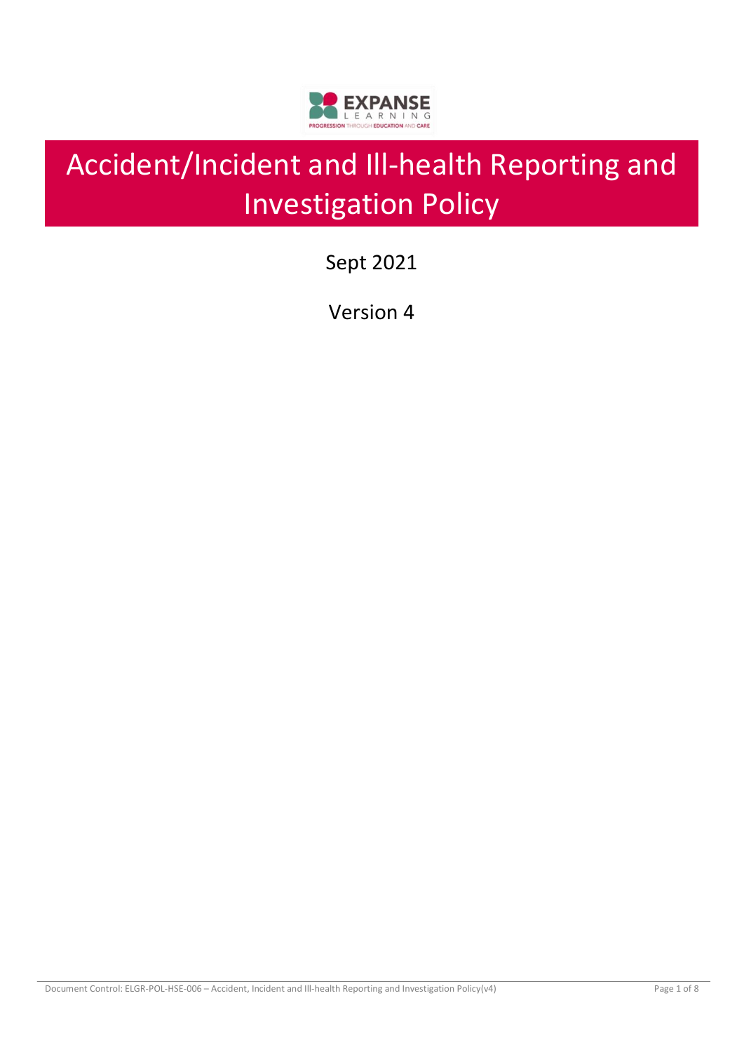# Accident/Incident and Ill-health Reporting and Investigation Policy

Sept 2021

Version 4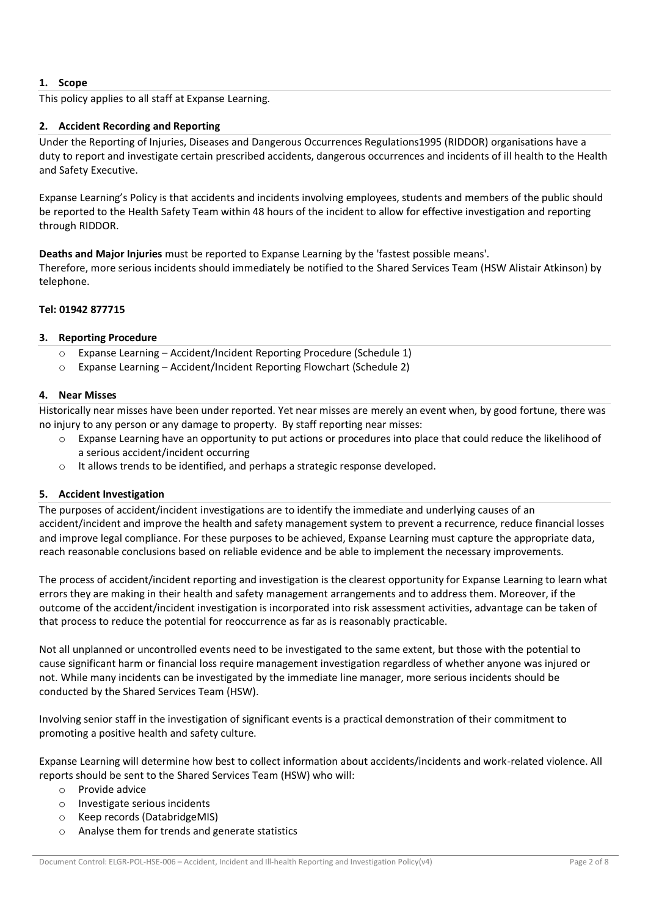## 1. Scope

This policy applies to all staff at Expanse Learning.

## 2. Accident Recording and Reporting

Under the Reporting of Injuries, Diseases and Dangerous Occurrences Regulations1995 (RIDDOR) organisations have a duty to report and investigate certain prescribed accidents, dangerous occurrences and incidents of ill health to the Health and Safety Executive.

Expanse Learning's Policy is that accidents and incidents involving employees, students and members of the public should be reported to the Health Safety Team within 48 hours of the incident to allow for effective investigation and reporting through RIDDOR.

**Deaths and Major Injuries** must be reported to Expanse Learning by the 'fastest possible means'.
Therefore, more serious incidents should immediately be notified to the Shared Services Team (HSW Alistair Atkinson) by telephone.

**Tel: 01942 877715**

## 3. Reporting Procedure

- Expanse Learning – Accident/Incident Reporting Procedure (Schedule 1)
- Expanse Learning – Accident/Incident Reporting Flowchart (Schedule 2)

## 4. Near Misses

Historically near misses have been under reported. Yet near misses are merely an event when, by good fortune, there was no injury to any person or any damage to property. By staff reporting near misses:

- Expanse Learning have an opportunity to put actions or procedures into place that could reduce the likelihood of a serious accident/incident occurring
- It allows trends to be identified, and perhaps a strategic response developed.

## 5. Accident Investigation

The purposes of accident/incident investigations are to identify the immediate and underlying causes of an accident/incident and improve the health and safety management system to prevent a recurrence, reduce financial losses and improve legal compliance. For these purposes to be achieved, Expanse Learning must capture the appropriate data, reach reasonable conclusions based on reliable evidence and be able to implement the necessary improvements.

The process of accident/incident reporting and investigation is the clearest opportunity for Expanse Learning to learn what errors they are making in their health and safety management arrangements and to address them. Moreover, if the outcome of the accident/incident investigation is incorporated into risk assessment activities, advantage can be taken of that process to reduce the potential for reoccurrence as far as is reasonably practicable.

Not all unplanned or uncontrolled events need to be investigated to the same extent, but those with the potential to cause significant harm or financial loss require management investigation regardless of whether anyone was injured or not. While many incidents can be investigated by the immediate line manager, more serious incidents should be conducted by the Shared Services Team (HSW).

Involving senior staff in the investigation of significant events is a practical demonstration of their commitment to promoting a positive health and safety culture.

Expanse Learning will determine how best to collect information about accidents/incidents and work-related violence. All reports should be sent to the Shared Services Team (HSW) who will:

- Provide advice
- Investigate serious incidents
- Keep records (DatabridgeMIS)
- Analyse them for trends and generate statistics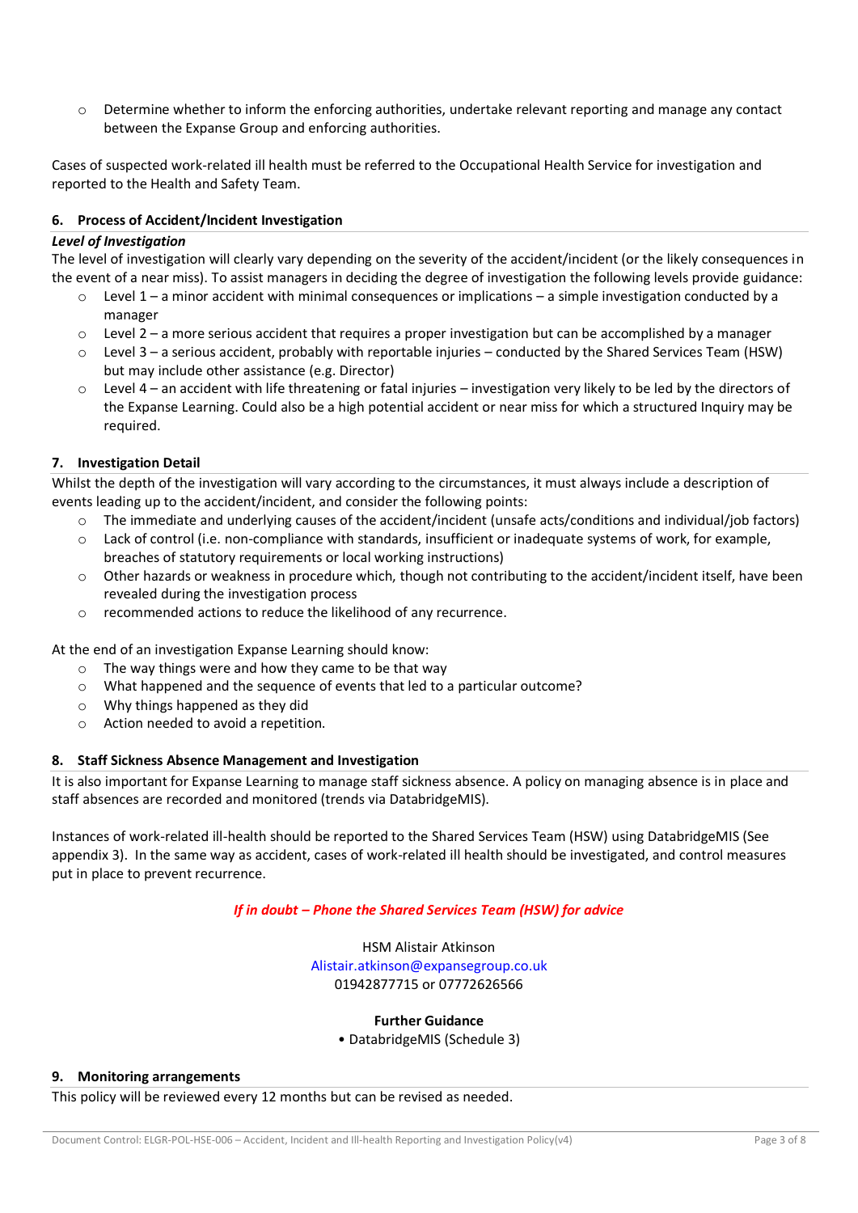- Determine whether to inform the enforcing authorities, undertake relevant reporting and manage any contact between the Expanse Group and enforcing authorities.

Cases of suspected work-related ill health must be referred to the Occupational Health Service for investigation and reported to the Health and Safety Team.

## 6. Process of Accident/Incident Investigation

***Level of Investigation***

The level of investigation will clearly vary depending on the severity of the accident/incident (or the likely consequences in the event of a near miss). To assist managers in deciding the degree of investigation the following levels provide guidance:

- Level 1 – a minor accident with minimal consequences or implications – a simple investigation conducted by a manager
- Level 2 – a more serious accident that requires a proper investigation but can be accomplished by a manager
- Level 3 – a serious accident, probably with reportable injuries – conducted by the Shared Services Team (HSW) but may include other assistance (e.g. Director)
- Level 4 – an accident with life threatening or fatal injuries – investigation very likely to be led by the directors of the Expanse Learning. Could also be a high potential accident or near miss for which a structured Inquiry may be required.

## 7. Investigation Detail

Whilst the depth of the investigation will vary according to the circumstances, it must always include a description of events leading up to the accident/incident, and consider the following points:

- The immediate and underlying causes of the accident/incident (unsafe acts/conditions and individual/job factors)
- Lack of control (i.e. non-compliance with standards, insufficient or inadequate systems of work, for example, breaches of statutory requirements or local working instructions)
- Other hazards or weakness in procedure which, though not contributing to the accident/incident itself, have been revealed during the investigation process
- recommended actions to reduce the likelihood of any recurrence.

At the end of an investigation Expanse Learning should know:

- The way things were and how they came to be that way
- What happened and the sequence of events that led to a particular outcome?
- Why things happened as they did
- Action needed to avoid a repetition.

## 8. Staff Sickness Absence Management and Investigation

It is also important for Expanse Learning to manage staff sickness absence. A policy on managing absence is in place and staff absences are recorded and monitored (trends via DatabridgeMIS).

Instances of work-related ill-health should be reported to the Shared Services Team (HSW) using DatabridgeMIS (See appendix 3). In the same way as accident, cases of work-related ill health should be investigated, and control measures put in place to prevent recurrence.

***If in doubt – Phone the Shared Services Team (HSW) for advice***

HSM Alistair Atkinson
Alistair.atkinson@expansegroup.co.uk
01942877715 or 07772626566

**Further Guidance**

- DatabridgeMIS (Schedule 3)

## 9. Monitoring arrangements

This policy will be reviewed every 12 months but can be revised as needed.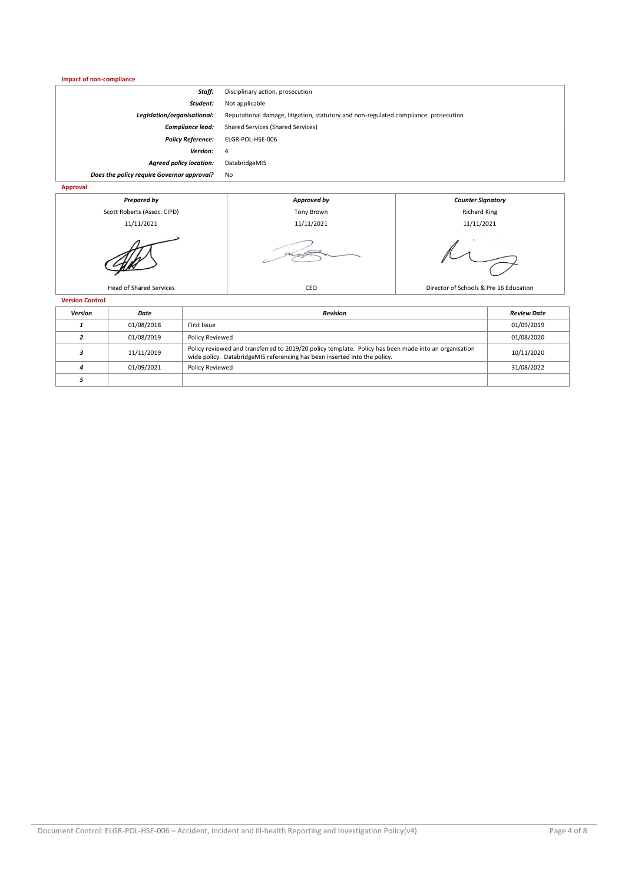**Impact of non-compliance**

| | |
|---|---|
| ***Staff:*** | Disciplinary action, prosecution |
| ***Student:*** | Not applicable |
| ***Legislation/organisational:*** | Reputational damage, litigation, statutory and non-regulated compliance. prosecution |
| ***Compliance lead:*** | Shared Services (Shared Services) |
| ***Policy Reference:*** | ELGR-POL-HSE-006 |
| ***Version:*** | 4 |
| ***Agreed policy location:*** | DatabridgeMIS |
| ***Does the policy require Governor approval?*** | No |

**Approval**

| *Prepared by* | *Approved by* | *Counter Signatory* |
|---|---|---|
| Scott Roberts (Assoc. CIPD) | Tony Brown | Richard King |
| 11/11/2021 | 11/11/2021 | 11/11/2021 |
| Head of Shared Services | CEO | Director of Schools & Pre 16 Education |

**Version Control**

| *Version* | *Date* | *Revision* | *Review Date* |
|---|---|---|---|
| *1* | 01/08/2018 | First Issue | 01/09/2019 |
| *2* | 01/08/2019 | Policy Reviewed | 01/08/2020 |
| *3* | 11/11/2019 | Policy reviewed and transferred to 2019/20 policy template. Policy has been made into an organisation wide policy. DatabridgeMIS referencing has been inserted into the policy. | 10/11/2020 |
| *4* | 01/09/2021 | Policy Reviewed | 31/08/2022 |
| *5* | | | |

Document Control: ELGR-POL-HSE-006 – Accident, Incident and Ill-health Reporting and Investigation Policy(v4)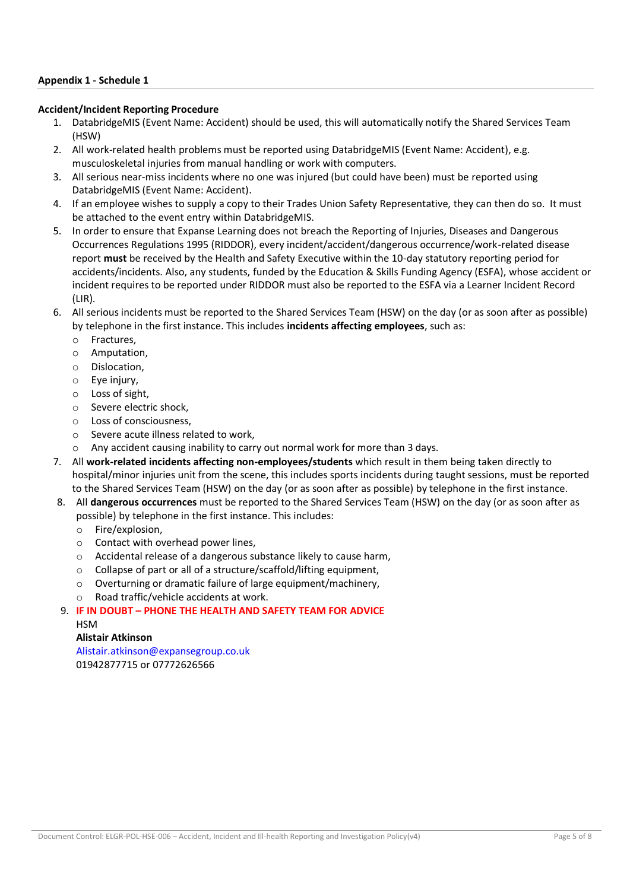**Appendix 1 - Schedule 1**

**Accident/Incident Reporting Procedure**

1. DatabridgeMIS (Event Name: Accident) should be used, this will automatically notify the Shared Services Team (HSW)
2. All work-related health problems must be reported using DatabridgeMIS (Event Name: Accident), e.g. musculoskeletal injuries from manual handling or work with computers.
3. All serious near-miss incidents where no one was injured (but could have been) must be reported using DatabridgeMIS (Event Name: Accident).
4. If an employee wishes to supply a copy to their Trades Union Safety Representative, they can then do so. It must be attached to the event entry within DatabridgeMIS.
5. In order to ensure that Expanse Learning does not breach the Reporting of Injuries, Diseases and Dangerous Occurrences Regulations 1995 (RIDDOR), every incident/accident/dangerous occurrence/work-related disease report **must** be received by the Health and Safety Executive within the 10-day statutory reporting period for accidents/incidents. Also, any students, funded by the Education & Skills Funding Agency (ESFA), whose accident or incident requires to be reported under RIDDOR must also be reported to the ESFA via a Learner Incident Record (LIR).
6. All serious incidents must be reported to the Shared Services Team (HSW) on the day (or as soon after as possible) by telephone in the first instance. This includes **incidents affecting employees**, such as:
   - Fractures,
   - Amputation,
   - Dislocation,
   - Eye injury,
   - Loss of sight,
   - Severe electric shock,
   - Loss of consciousness,
   - Severe acute illness related to work,
   - Any accident causing inability to carry out normal work for more than 3 days.
7. All **work-related incidents affecting non-employees/students** which result in them being taken directly to hospital/minor injuries unit from the scene, this includes sports incidents during taught sessions, must be reported to the Shared Services Team (HSW) on the day (or as soon after as possible) by telephone in the first instance.
8. All **dangerous occurrences** must be reported to the Shared Services Team (HSW) on the day (or as soon after as possible) by telephone in the first instance. This includes:
   - Fire/explosion,
   - Contact with overhead power lines,
   - Accidental release of a dangerous substance likely to cause harm,
   - Collapse of part or all of a structure/scaffold/lifting equipment,
   - Overturning or dramatic failure of large equipment/machinery,
   - Road traffic/vehicle accidents at work.
9. **IF IN DOUBT – PHONE THE HEALTH AND SAFETY TEAM FOR ADVICE**
   HSM
   **Alistair Atkinson**
   Alistair.atkinson@expansegroup.co.uk
   01942877715 or 07772626566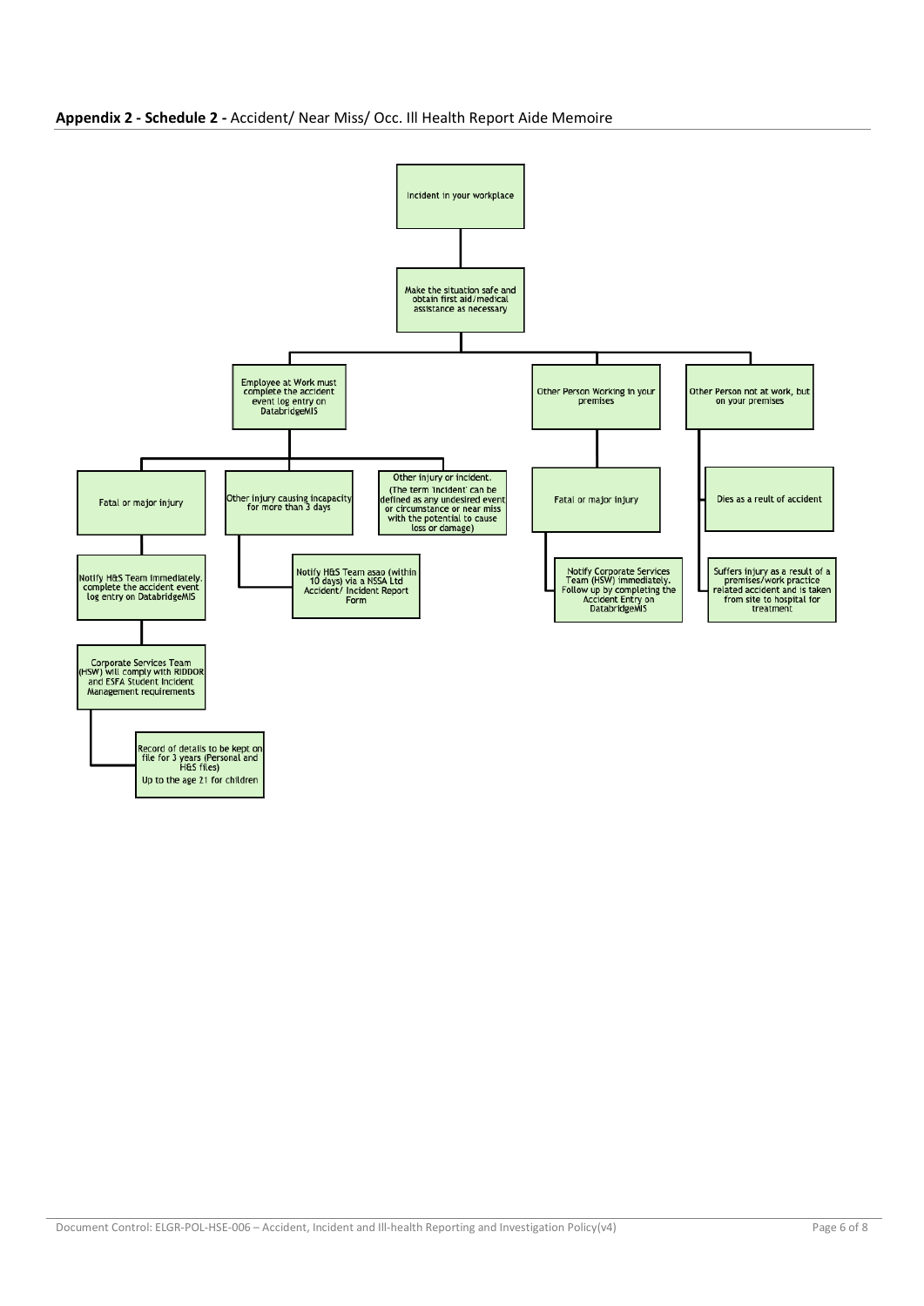**Appendix 2 - Schedule 2 -** Accident/ Near Miss/ Occ. Ill Health Report Aide Memoire

- Incident in your workplace
  - Make the situation safe and obtain first aid/medical assistance as necessary
    - Employee at Work must complete the accident event log entry on DatabridgeMIS
      - Fatal or major injury
        - Notify H&S Team immediately. complete the accident event log entry on DatabridgeMIS
          - Corporate Services Team (HSW) will comply with RIDDOR and ESFA Student Incident Management requirements
            - Record of details to be kept on file for 3 years (Personal and H&S files) Up to the age 21 for children
      - Other injury causing incapacity for more than 3 days
        - Notify H&S Team asap (within 10 days) via a NSSA Ltd Accident/ Incident Report Form
      - Other injury or incident. (The term 'incident' can be defined as any undesired event or circumstance or near miss with the potential to cause loss or damage)
    - Other Person Working in your premises
      - Fatal or major injury
        - Notify Corporate Services Team (HSW) immediately. Follow up by completing the Accident Entry on DatabridgeMIS
    - Other Person not at work, but on your premises
      - Dies as a reult of accident
      - Suffers injury as a result of a premises/work practice related accident and is taken from site to hospital for treatment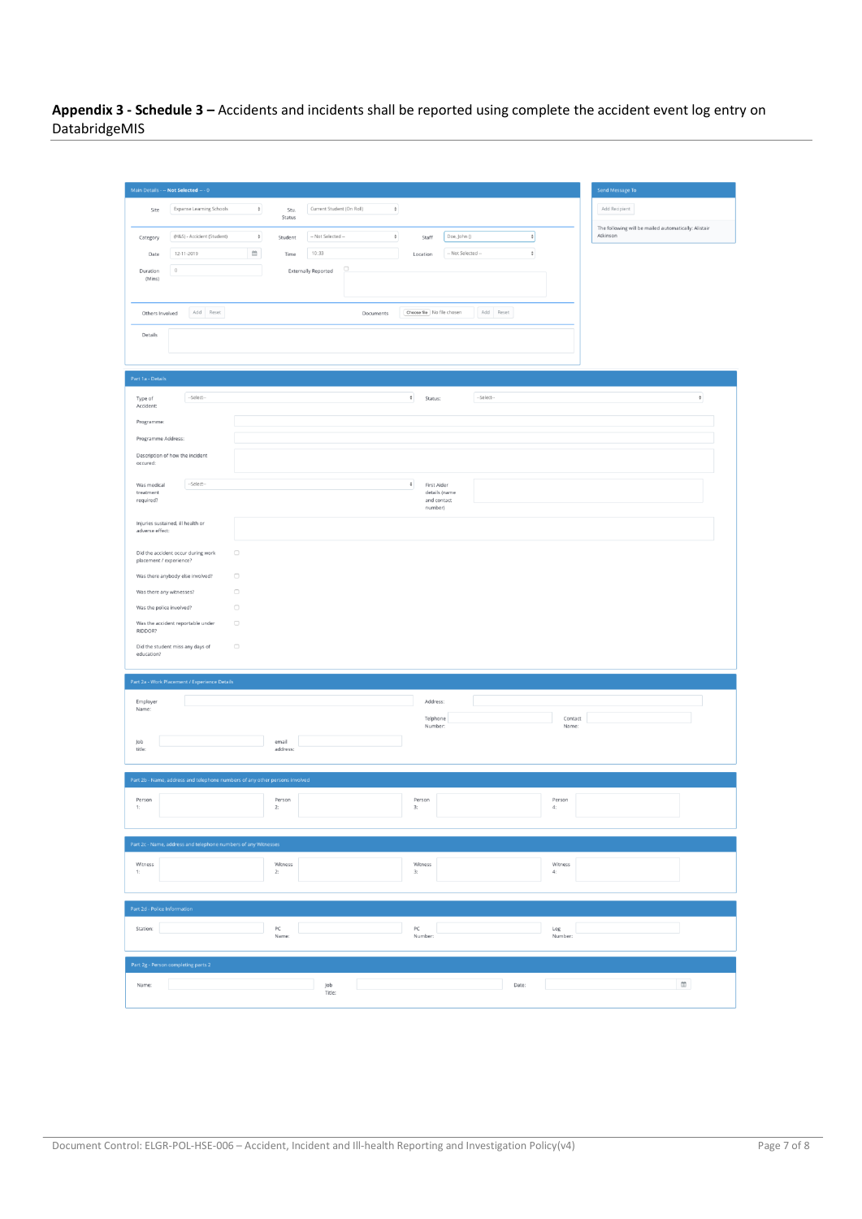**Appendix 3 - Schedule 3 –** Accidents and incidents shall be reported using complete the accident event log entry on DatabridgeMIS

**Main Details -- Not Selected -- 0**

Site: Expanse Learning Schools | Stu. Status: Current Student (On Roll)

Category: (H&S) - Accident (Student) | Student: -- Not Selected -- | Staff: Doe, John ()

Date: 12-11-2019 | Time: 10:33 | Location: -- Not Selected --

Duration (Mins): 0 | Externally Reported

Others Involved: Add Reset | Documents: Choose file No file chosen Add Reset

Details

**Send Message To**

Add Recipient

The following will be mailed automatically: Alistair Atkinson

**Part 1a - Details**

Type of Accident: --Select-- | Status: --Select--

Programme:

Programme Address:

Description of how the incident occured:

Was medical treatment required?: --Select-- | First Aider details (name and contact number)

Injuries sustained, ill health or adverse effect:

Did the accident occur during work placement / experience?

Was there anybody else involved?

Was there any witnesses?

Was the police involved?

Was the accident reportable under RIDDOR?

Did the student miss any days of education?

**Part 2a - Work Placement / Experience Details**

Employer Name: | Address:

Telephone Number: | Contact Name:

Job title: | email address:

**Part 2b - Name, address and telephone numbers of any other persons involved**

Person 1: | Person 2: | Person 3: | Person 4:

**Part 2c - Name, address and telephone numbers of any Witnesses**

Witness 1: | Witness 2: | Witness 3: | Witness 4:

**Part 2d - Police Information**

Station: | PC Name: | PC Number: | Log Number:

**Part 2g - Person completing parts 2**

Name: | Job Title: | Date: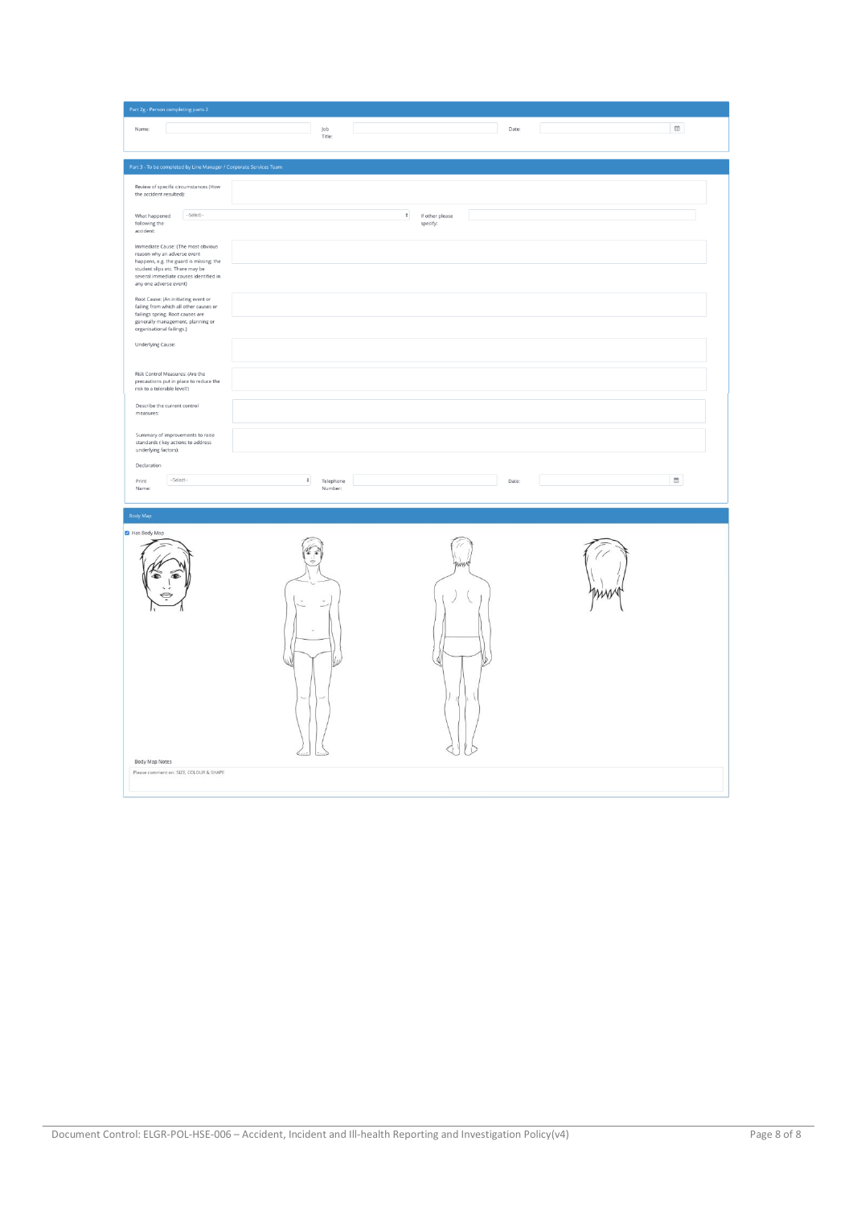**Part 2g - Person completing parts 2**

| | | | | | |
|---|---|---|---|---|---|
| Name: | | Job Title: | | Date: | |

**Part 3 - To be completed by Line Manager / Corporate Services Team**

| | | | |
|---|---|---|---|
| Review of specific circumstances (How the accident resulted): | | | |
| What happened following the accident: | --Select-- | If other please specify: | |
| Immediate Cause: (The most obvious reason why an adverse event happens, e.g. the guard is missing; the student slips etc. There may be several immediate causes identified in any one adverse event) | | | |
| Root Cause: (An initiating event or failing from which all other causes or failings spring. Root causes are generally management, planning or organisational failings.) | | | |
| Underlying Cause: | | | |
| Risk Control Measures: (Are the precautions put in place to reduce the risk to a tolerable level?) | | | |
| Describe the current control measures: | | | |
| Summary of improvements to raise standards (key actions to address underlying factors): | | | |

Declaration

| | | | | | |
|---|---|---|---|---|---|
| Print Name: | --Select-- | Telephone Number: | | Date: | |

**Body Map**

☑ Has Body Map

Body Map Notes

Please comment on: SIZE, COLOUR & SHAPE